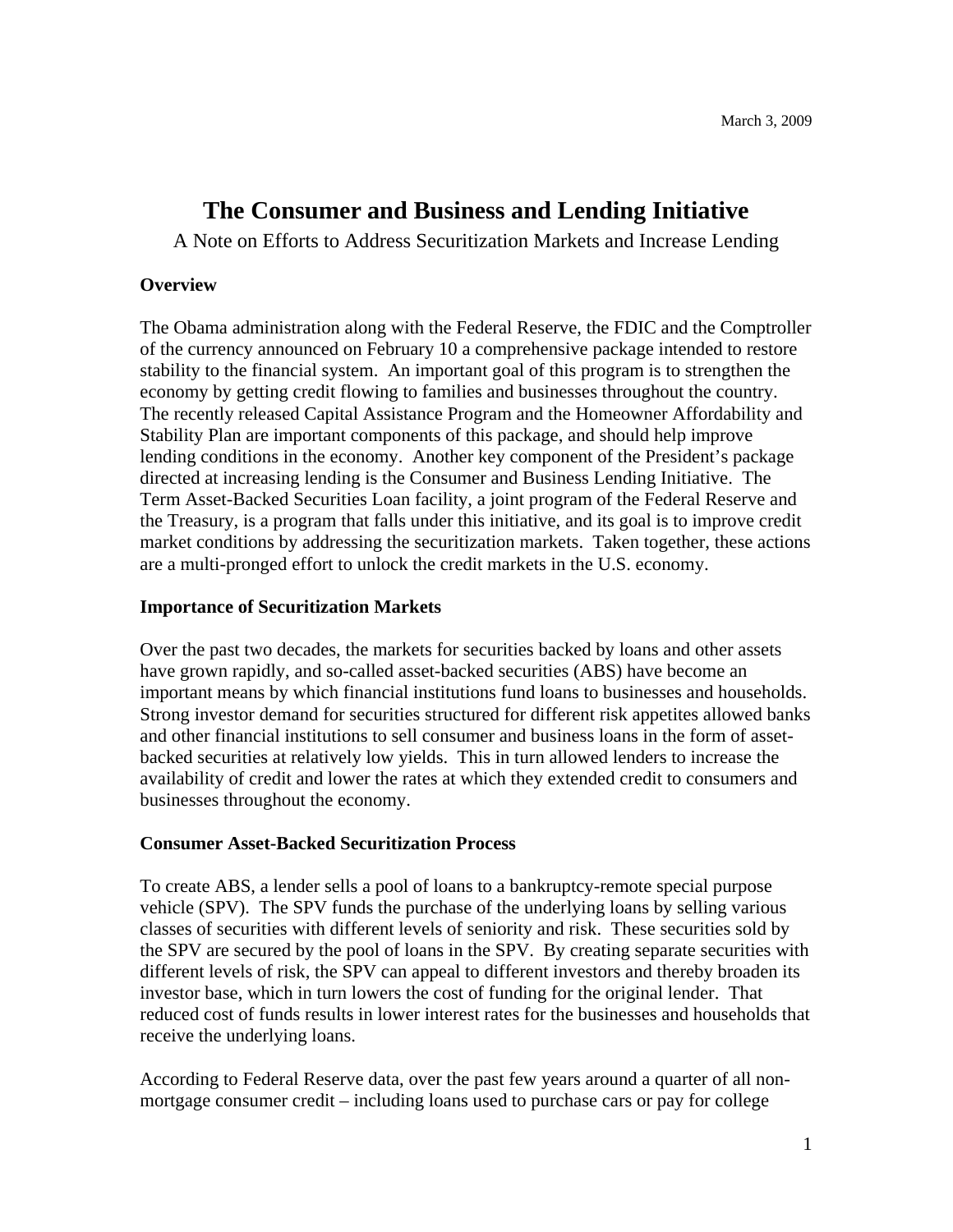March 3, 2009

# The Consumer and Business and Lending Initiative

A Note on Efforts to Address Securitization Markets and Increase Lending

**Overview**

The Obama administration along with the Federal Reserve, the FDIC and the Comptroller of the currency announced on February 10 a comprehensive package intended to restore stability to the financial system. An important goal of this program is to strengthen the economy by getting credit flowing to families and businesses throughout the country. The recently released Capital Assistance Program and the Homeowner Affordability and Stability Plan are important components of this package, and should help improve lending conditions in the economy. Another key component of the President's package directed at increasing lending is the Consumer and Business Lending Initiative. The Term Asset-Backed Securities Loan facility, a joint program of the Federal Reserve and the Treasury, is a program that falls under this initiative, and its goal is to improve credit market conditions by addressing the securitization markets. Taken together, these actions are a multi-pronged effort to unlock the credit markets in the U.S. economy.

**Importance of Securitization Markets**

Over the past two decades, the markets for securities backed by loans and other assets have grown rapidly, and so-called asset-backed securities (ABS) have become an important means by which financial institutions fund loans to businesses and households. Strong investor demand for securities structured for different risk appetites allowed banks and other financial institutions to sell consumer and business loans in the form of asset-backed securities at relatively low yields. This in turn allowed lenders to increase the availability of credit and lower the rates at which they extended credit to consumers and businesses throughout the economy.

**Consumer Asset-Backed Securitization Process**

To create ABS, a lender sells a pool of loans to a bankruptcy-remote special purpose vehicle (SPV). The SPV funds the purchase of the underlying loans by selling various classes of securities with different levels of seniority and risk. These securities sold by the SPV are secured by the pool of loans in the SPV. By creating separate securities with different levels of risk, the SPV can appeal to different investors and thereby broaden its investor base, which in turn lowers the cost of funding for the original lender. That reduced cost of funds results in lower interest rates for the businesses and households that receive the underlying loans.

According to Federal Reserve data, over the past few years around a quarter of all non-mortgage consumer credit – including loans used to purchase cars or pay for college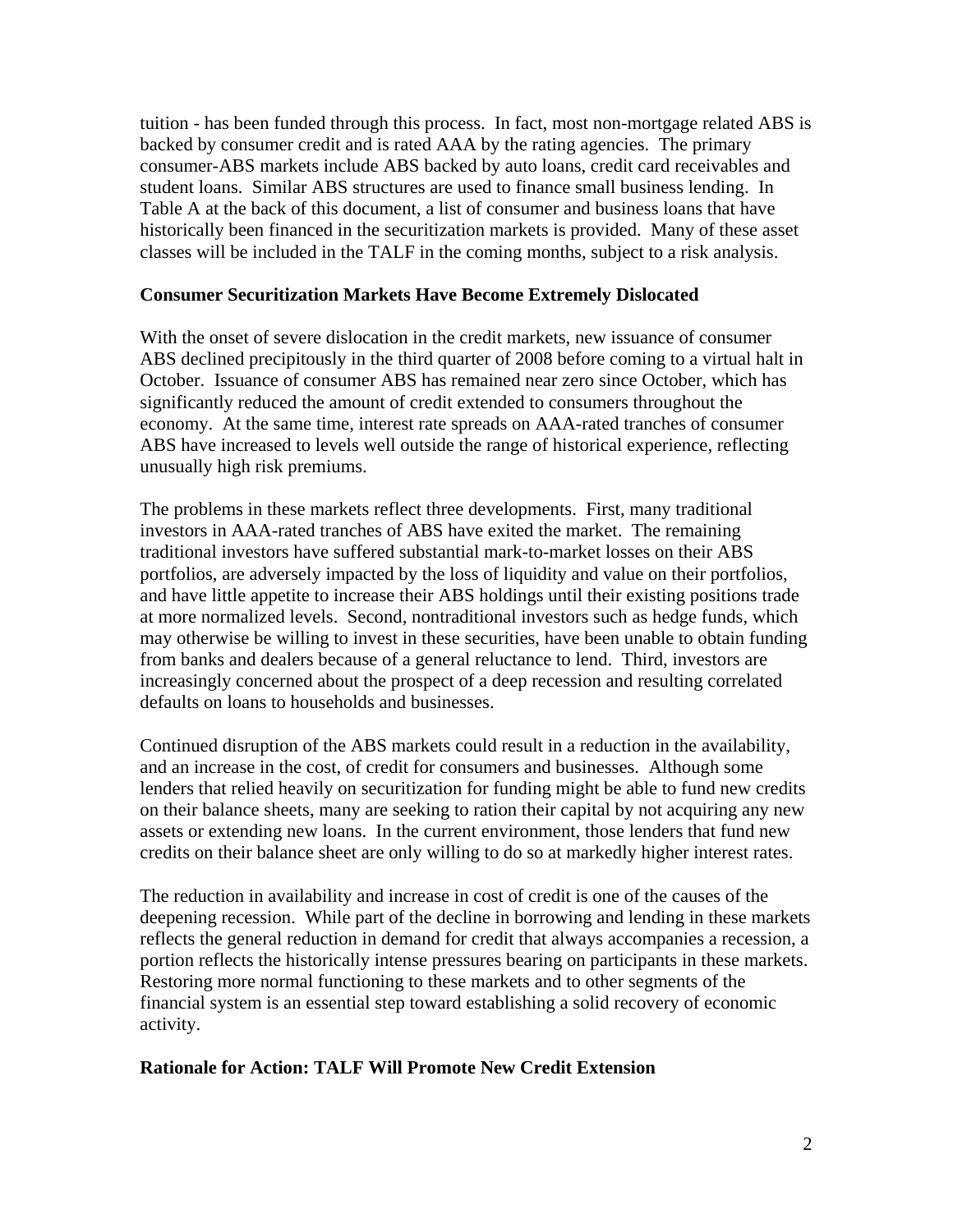tuition - has been funded through this process. In fact, most non-mortgage related ABS is backed by consumer credit and is rated AAA by the rating agencies. The primary consumer-ABS markets include ABS backed by auto loans, credit card receivables and student loans. Similar ABS structures are used to finance small business lending. In Table A at the back of this document, a list of consumer and business loans that have historically been financed in the securitization markets is provided. Many of these asset classes will be included in the TALF in the coming months, subject to a risk analysis.

**Consumer Securitization Markets Have Become Extremely Dislocated**

With the onset of severe dislocation in the credit markets, new issuance of consumer ABS declined precipitously in the third quarter of 2008 before coming to a virtual halt in October. Issuance of consumer ABS has remained near zero since October, which has significantly reduced the amount of credit extended to consumers throughout the economy. At the same time, interest rate spreads on AAA-rated tranches of consumer ABS have increased to levels well outside the range of historical experience, reflecting unusually high risk premiums.

The problems in these markets reflect three developments. First, many traditional investors in AAA-rated tranches of ABS have exited the market. The remaining traditional investors have suffered substantial mark-to-market losses on their ABS portfolios, are adversely impacted by the loss of liquidity and value on their portfolios, and have little appetite to increase their ABS holdings until their existing positions trade at more normalized levels. Second, nontraditional investors such as hedge funds, which may otherwise be willing to invest in these securities, have been unable to obtain funding from banks and dealers because of a general reluctance to lend. Third, investors are increasingly concerned about the prospect of a deep recession and resulting correlated defaults on loans to households and businesses.

Continued disruption of the ABS markets could result in a reduction in the availability, and an increase in the cost, of credit for consumers and businesses. Although some lenders that relied heavily on securitization for funding might be able to fund new credits on their balance sheets, many are seeking to ration their capital by not acquiring any new assets or extending new loans. In the current environment, those lenders that fund new credits on their balance sheet are only willing to do so at markedly higher interest rates.

The reduction in availability and increase in cost of credit is one of the causes of the deepening recession. While part of the decline in borrowing and lending in these markets reflects the general reduction in demand for credit that always accompanies a recession, a portion reflects the historically intense pressures bearing on participants in these markets. Restoring more normal functioning to these markets and to other segments of the financial system is an essential step toward establishing a solid recovery of economic activity.

**Rationale for Action: TALF Will Promote New Credit Extension**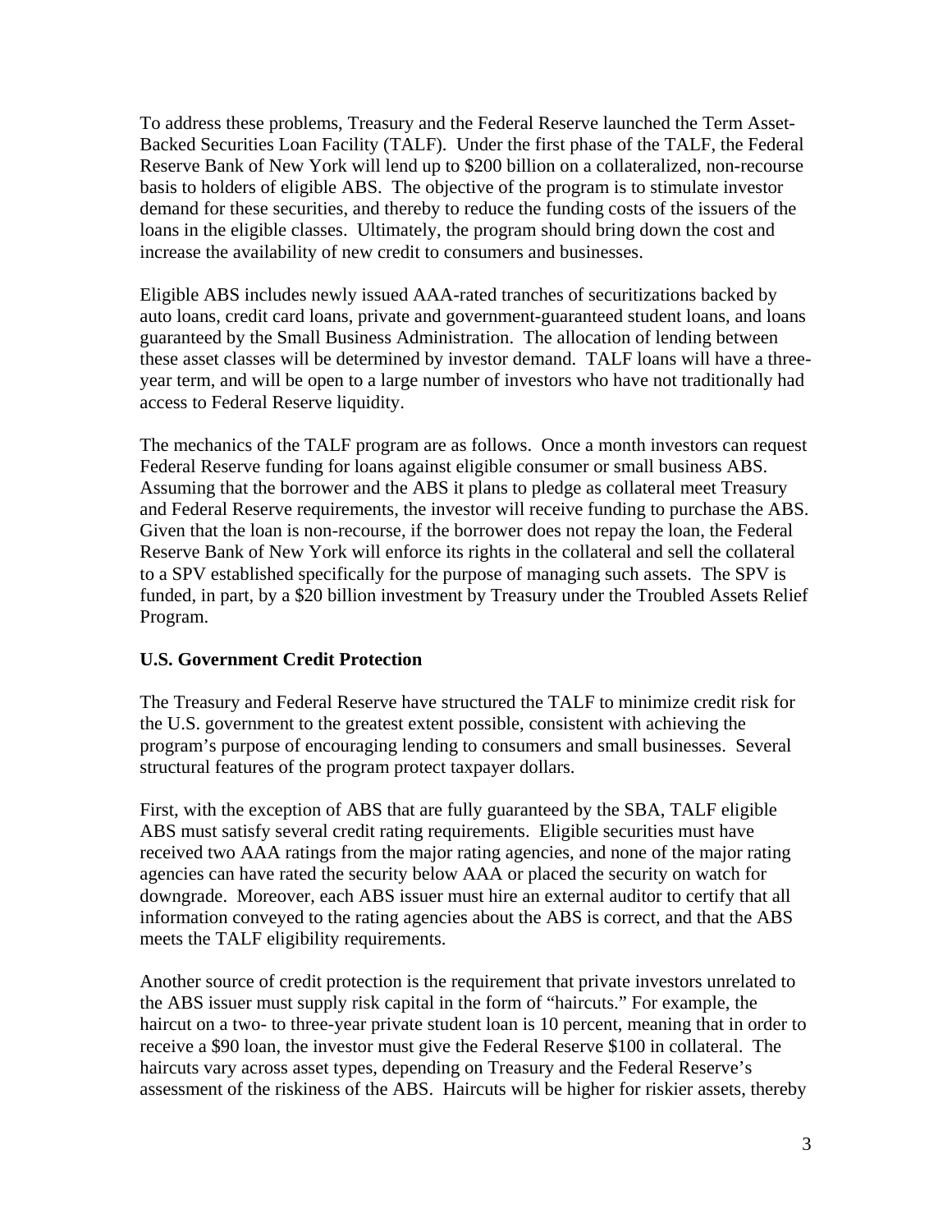To address these problems, Treasury and the Federal Reserve launched the Term Asset-Backed Securities Loan Facility (TALF). Under the first phase of the TALF, the Federal Reserve Bank of New York will lend up to $200 billion on a collateralized, non-recourse basis to holders of eligible ABS. The objective of the program is to stimulate investor demand for these securities, and thereby to reduce the funding costs of the issuers of the loans in the eligible classes. Ultimately, the program should bring down the cost and increase the availability of new credit to consumers and businesses.

Eligible ABS includes newly issued AAA-rated tranches of securitizations backed by auto loans, credit card loans, private and government-guaranteed student loans, and loans guaranteed by the Small Business Administration. The allocation of lending between these asset classes will be determined by investor demand. TALF loans will have a three-year term, and will be open to a large number of investors who have not traditionally had access to Federal Reserve liquidity.

The mechanics of the TALF program are as follows. Once a month investors can request Federal Reserve funding for loans against eligible consumer or small business ABS. Assuming that the borrower and the ABS it plans to pledge as collateral meet Treasury and Federal Reserve requirements, the investor will receive funding to purchase the ABS. Given that the loan is non-recourse, if the borrower does not repay the loan, the Federal Reserve Bank of New York will enforce its rights in the collateral and sell the collateral to a SPV established specifically for the purpose of managing such assets. The SPV is funded, in part, by a $20 billion investment by Treasury under the Troubled Assets Relief Program.

**U.S. Government Credit Protection**

The Treasury and Federal Reserve have structured the TALF to minimize credit risk for the U.S. government to the greatest extent possible, consistent with achieving the program's purpose of encouraging lending to consumers and small businesses. Several structural features of the program protect taxpayer dollars.

First, with the exception of ABS that are fully guaranteed by the SBA, TALF eligible ABS must satisfy several credit rating requirements. Eligible securities must have received two AAA ratings from the major rating agencies, and none of the major rating agencies can have rated the security below AAA or placed the security on watch for downgrade. Moreover, each ABS issuer must hire an external auditor to certify that all information conveyed to the rating agencies about the ABS is correct, and that the ABS meets the TALF eligibility requirements.

Another source of credit protection is the requirement that private investors unrelated to the ABS issuer must supply risk capital in the form of "haircuts." For example, the haircut on a two- to three-year private student loan is 10 percent, meaning that in order to receive a $90 loan, the investor must give the Federal Reserve $100 in collateral. The haircuts vary across asset types, depending on Treasury and the Federal Reserve's assessment of the riskiness of the ABS. Haircuts will be higher for riskier assets, thereby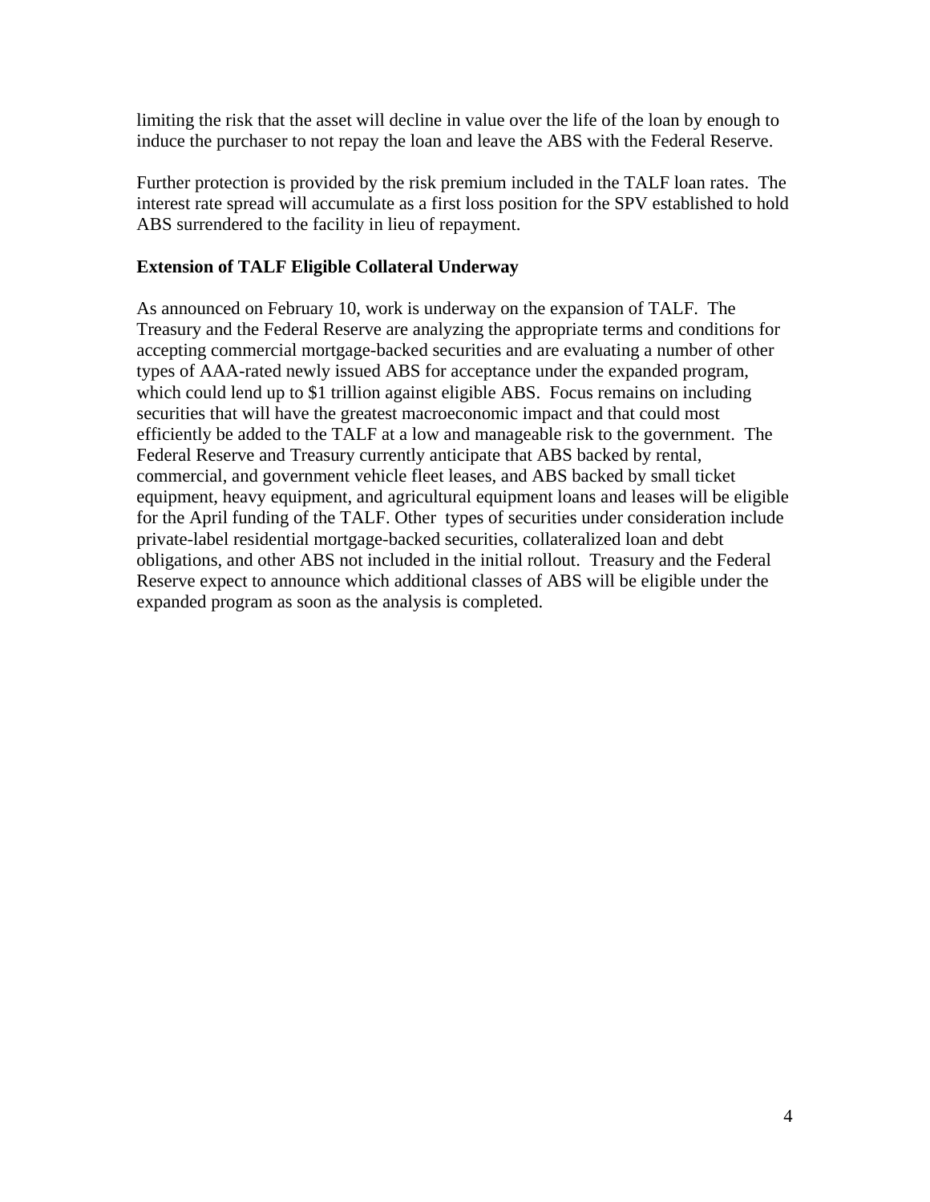limiting the risk that the asset will decline in value over the life of the loan by enough to induce the purchaser to not repay the loan and leave the ABS with the Federal Reserve.

Further protection is provided by the risk premium included in the TALF loan rates. The interest rate spread will accumulate as a first loss position for the SPV established to hold ABS surrendered to the facility in lieu of repayment.

**Extension of TALF Eligible Collateral Underway**

As announced on February 10, work is underway on the expansion of TALF. The Treasury and the Federal Reserve are analyzing the appropriate terms and conditions for accepting commercial mortgage-backed securities and are evaluating a number of other types of AAA-rated newly issued ABS for acceptance under the expanded program, which could lend up to $1 trillion against eligible ABS. Focus remains on including securities that will have the greatest macroeconomic impact and that could most efficiently be added to the TALF at a low and manageable risk to the government. The Federal Reserve and Treasury currently anticipate that ABS backed by rental, commercial, and government vehicle fleet leases, and ABS backed by small ticket equipment, heavy equipment, and agricultural equipment loans and leases will be eligible for the April funding of the TALF. Other types of securities under consideration include private-label residential mortgage-backed securities, collateralized loan and debt obligations, and other ABS not included in the initial rollout. Treasury and the Federal Reserve expect to announce which additional classes of ABS will be eligible under the expanded program as soon as the analysis is completed.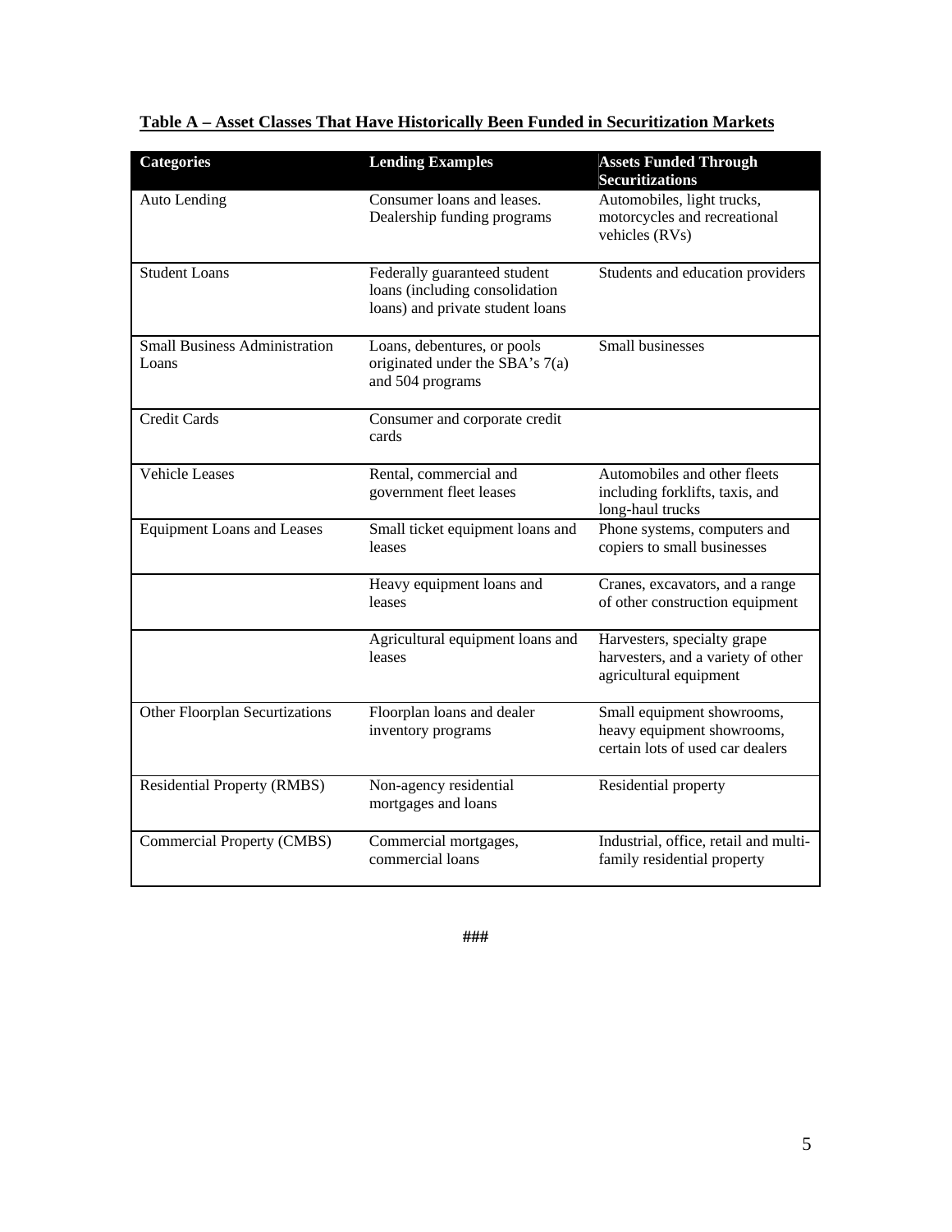**<u>Table A – Asset Classes That Have Historically Been Funded in Securitization Markets</u>**

| Categories | Lending Examples | Assets Funded Through Securitizations |
|---|---|---|
| Auto Lending | Consumer loans and leases. Dealership funding programs | Automobiles, light trucks, motorcycles and recreational vehicles (RVs) |
| Student Loans | Federally guaranteed student loans (including consolidation loans) and private student loans | Students and education providers |
| Small Business Administration Loans | Loans, debentures, or pools originated under the SBA's 7(a) and 504 programs | Small businesses |
| Credit Cards | Consumer and corporate credit cards | |
| Vehicle Leases | Rental, commercial and government fleet leases | Automobiles and other fleets including forklifts, taxis, and long-haul trucks |
| Equipment Loans and Leases | Small ticket equipment loans and leases | Phone systems, computers and copiers to small businesses |
| | Heavy equipment loans and leases | Cranes, excavators, and a range of other construction equipment |
| | Agricultural equipment loans and leases | Harvesters, specialty grape harvesters, and a variety of other agricultural equipment |
| Other Floorplan Securitizations | Floorplan loans and dealer inventory programs | Small equipment showrooms, heavy equipment showrooms, certain lots of used car dealers |
| Residential Property (RMBS) | Non-agency residential mortgages and loans | Residential property |
| Commercial Property (CMBS) | Commercial mortgages, commercial loans | Industrial, office, retail and multi-family residential property |

**###**